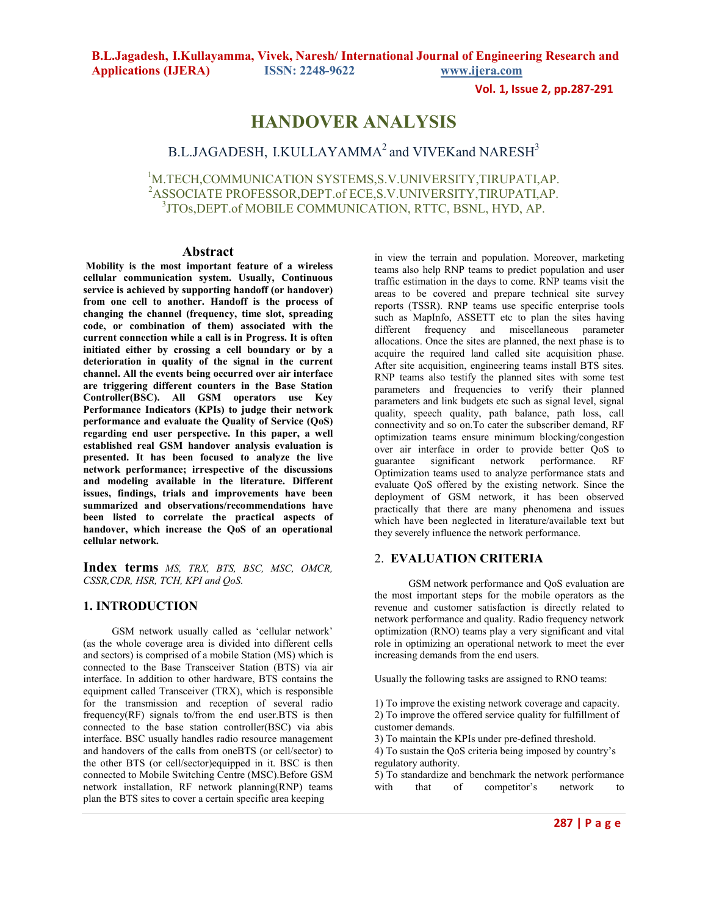# HANDOVER ANALYSIS

B.L.JAGADESH, I.KULLAYAMMA[2] and VIVEKand NARESH[3]

[1]M.TECH,COMMUNICATION SYSTEMS,S.V.UNIVERSITY,TIRUPATI,AP.
[2]ASSOCIATE PROFESSOR,DEPT.of ECE,S.V.UNIVERSITY,TIRUPATI,AP.
[3]JTOs,DEPT.of MOBILE COMMUNICATION, RTTC, BSNL, HYD, AP.

## Abstract

**Mobility is the most important feature of a wireless cellular communication system. Usually, Continuous service is achieved by supporting handoff (or handover) from one cell to another. Handoff is the process of changing the channel (frequency, time slot, spreading code, or combination of them) associated with the current connection while a call is in Progress. It is often initiated either by crossing a cell boundary or by a deterioration in quality of the signal in the current channel. All the events being occurred over air interface are triggering different counters in the Base Station Controller(BSC). All GSM operators use Key Performance Indicators (KPIs) to judge their network performance and evaluate the Quality of Service (QoS) regarding end user perspective. In this paper, a well established real GSM handover analysis evaluation is presented. It has been focused to analyze the live network performance; irrespective of the discussions and modeling available in the literature. Different issues, findings, trials and improvements have been summarized and observations/recommendations have been listed to correlate the practical aspects of handover, which increase the QoS of an operational cellular network.**

**Index terms** *MS, TRX, BTS, BSC, MSC, OMCR, CSSR,CDR, HSR, TCH, KPI and QoS.*

## 1. INTRODUCTION

GSM network usually called as 'cellular network' (as the whole coverage area is divided into different cells and sectors) is comprised of a mobile Station (MS) which is connected to the Base Transceiver Station (BTS) via air interface. In addition to other hardware, BTS contains the equipment called Transceiver (TRX), which is responsible for the transmission and reception of several radio frequency(RF) signals to/from the end user.BTS is then connected to the base station controller(BSC) via abis interface. BSC usually handles radio resource management and handovers of the calls from oneBTS (or cell/sector) to the other BTS (or cell/sector)equipped in it. BSC is then connected to Mobile Switching Centre (MSC).Before GSM network installation, RF network planning(RNP) teams plan the BTS sites to cover a certain specific area keeping in view the terrain and population. Moreover, marketing teams also help RNP teams to predict population and user traffic estimation in the days to come. RNP teams visit the areas to be covered and prepare technical site survey reports (TSSR). RNP teams use specific enterprise tools such as MapInfo, ASSETT etc to plan the sites having different frequency and miscellaneous parameter allocations. Once the sites are planned, the next phase is to acquire the required land called site acquisition phase. After site acquisition, engineering teams install BTS sites. RNP teams also testify the planned sites with some test parameters and frequencies to verify their planned parameters and link budgets etc such as signal level, signal quality, speech quality, path balance, path loss, call connectivity and so on.To cater the subscriber demand, RF optimization teams ensure minimum blocking/congestion over air interface in order to provide better QoS to guarantee significant network performance. RF Optimization teams used to analyze performance stats and evaluate QoS offered by the existing network. Since the deployment of GSM network, it has been observed practically that there are many phenomena and issues which have been neglected in literature/available text but they severely influence the network performance.

## 2. EVALUATION CRITERIA

GSM network performance and QoS evaluation are the most important steps for the mobile operators as the revenue and customer satisfaction is directly related to network performance and quality. Radio frequency network optimization (RNO) teams play a very significant and vital role in optimizing an operational network to meet the ever increasing demands from the end users.

Usually the following tasks are assigned to RNO teams:

1) To improve the existing network coverage and capacity.
2) To improve the offered service quality for fulfillment of customer demands.
3) To maintain the KPIs under pre-defined threshold.
4) To sustain the QoS criteria being imposed by country's regulatory authority.
5) To standardize and benchmark the network performance with that of competitor's network to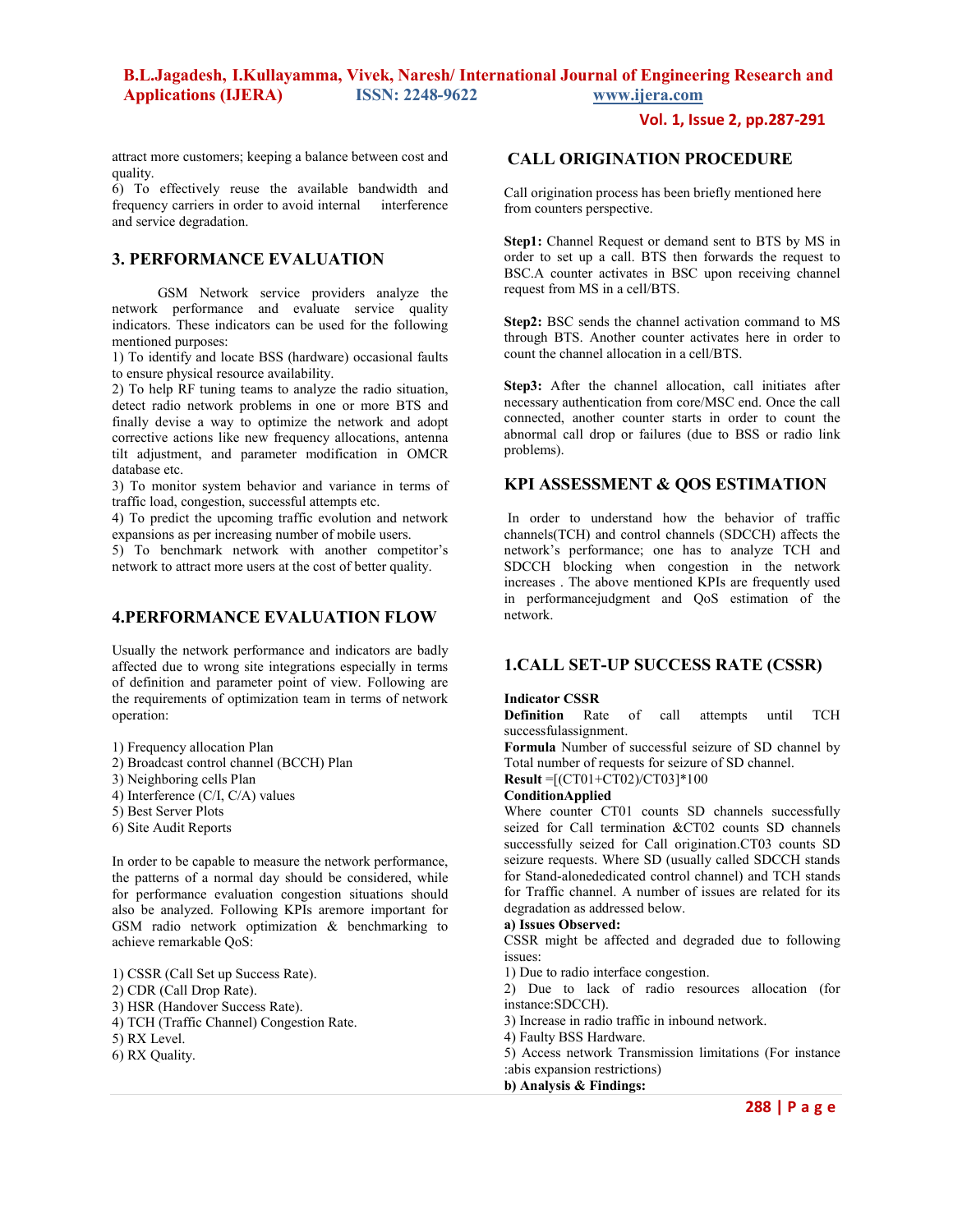attract more customers; keeping a balance between cost and quality.

6) To effectively reuse the available bandwidth and frequency carriers in order to avoid internal interference and service degradation.

## 3. PERFORMANCE EVALUATION

GSM Network service providers analyze the network performance and evaluate service quality indicators. These indicators can be used for the following mentioned purposes:

1) To identify and locate BSS (hardware) occasional faults to ensure physical resource availability.
2) To help RF tuning teams to analyze the radio situation, detect radio network problems in one or more BTS and finally devise a way to optimize the network and adopt corrective actions like new frequency allocations, antenna tilt adjustment, and parameter modification in OMCR database etc.
3) To monitor system behavior and variance in terms of traffic load, congestion, successful attempts etc.
4) To predict the upcoming traffic evolution and network expansions as per increasing number of mobile users.
5) To benchmark network with another competitor's network to attract more users at the cost of better quality.

## 4.PERFORMANCE EVALUATION FLOW

Usually the network performance and indicators are badly affected due to wrong site integrations especially in terms of definition and parameter point of view. Following are the requirements of optimization team in terms of network operation:

1) Frequency allocation Plan
2) Broadcast control channel (BCCH) Plan
3) Neighboring cells Plan
4) Interference (C/I, C/A) values
5) Best Server Plots
6) Site Audit Reports

In order to be capable to measure the network performance, the patterns of a normal day should be considered, while for performance evaluation congestion situations should also be analyzed. Following KPIs aremore important for GSM radio network optimization & benchmarking to achieve remarkable QoS:

1) CSSR (Call Set up Success Rate).
2) CDR (Call Drop Rate).
3) HSR (Handover Success Rate).
4) TCH (Traffic Channel) Congestion Rate.
5) RX Level.
6) RX Quality.

## CALL ORIGINATION PROCEDURE

Call origination process has been briefly mentioned here from counters perspective.

**Step1:** Channel Request or demand sent to BTS by MS in order to set up a call. BTS then forwards the request to BSC.A counter activates in BSC upon receiving channel request from MS in a cell/BTS.

**Step2:** BSC sends the channel activation command to MS through BTS. Another counter activates here in order to count the channel allocation in a cell/BTS.

**Step3:** After the channel allocation, call initiates after necessary authentication from core/MSC end. Once the call connected, another counter starts in order to count the abnormal call drop or failures (due to BSS or radio link problems).

## KPI ASSESSMENT & QOS ESTIMATION

In order to understand how the behavior of traffic channels(TCH) and control channels (SDCCH) affects the network's performance; one has to analyze TCH and SDCCH blocking when congestion in the network increases . The above mentioned KPIs are frequently used in performancejudgment and QoS estimation of the network.

## 1.CALL SET-UP SUCCESS RATE (CSSR)

**Indicator CSSR**

**Definition** Rate of call attempts until TCH successfulassignment.

**Formula** Number of successful seizure of SD channel by Total number of requests for seizure of SD channel.

**Result** =[(CT01+CT02)/CT03]*100

**ConditionApplied**

Where counter CT01 counts SD channels successfully seized for Call termination &CT02 counts SD channels successfully seized for Call origination.CT03 counts SD seizure requests. Where SD (usually called SDCCH stands for Stand-alonededicated control channel) and TCH stands for Traffic channel. A number of issues are related for its degradation as addressed below.

**a) Issues Observed:**

CSSR might be affected and degraded due to following issues:

1) Due to radio interface congestion.
2) Due to lack of radio resources allocation (for instance:SDCCH).
3) Increase in radio traffic in inbound network.
4) Faulty BSS Hardware.
5) Access network Transmission limitations (For instance :abis expansion restrictions)

**b) Analysis & Findings:**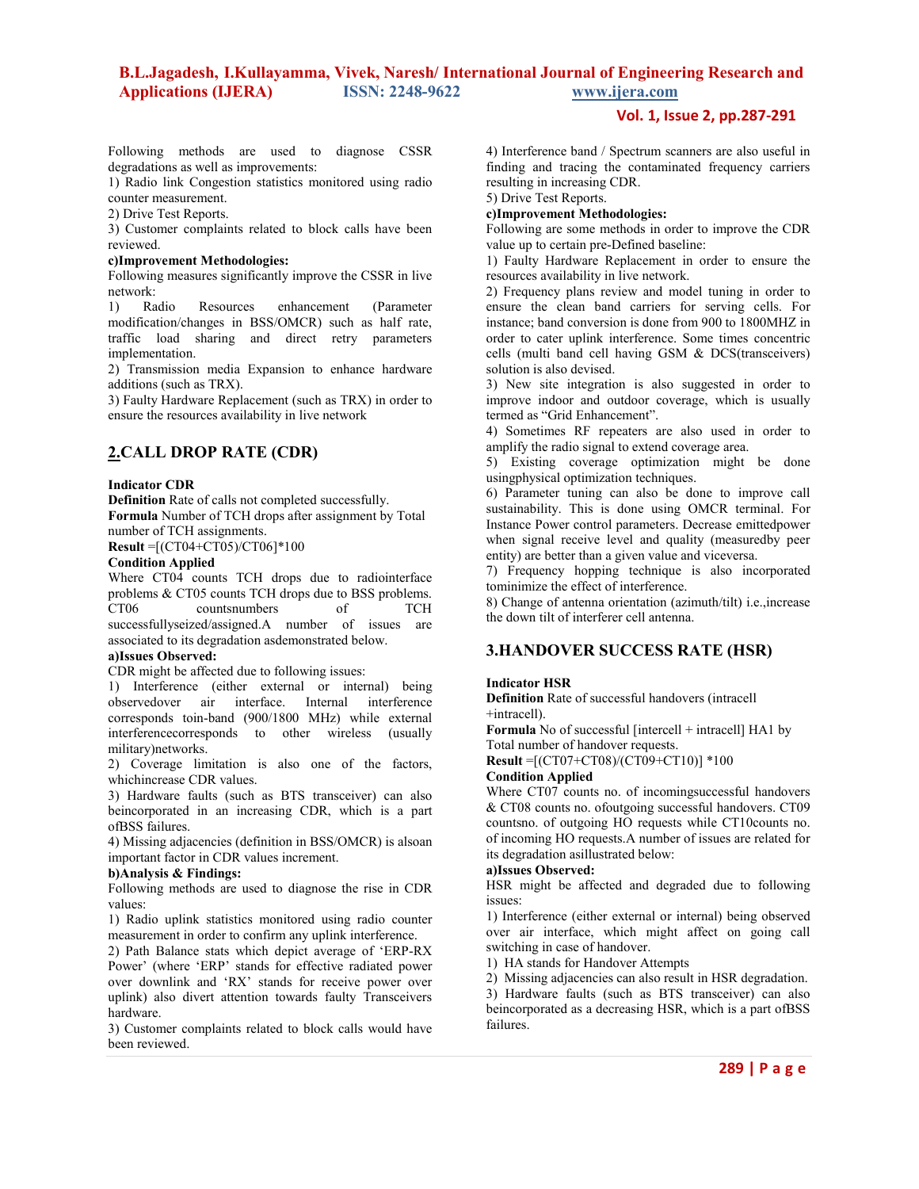Following methods are used to diagnose CSSR degradations as well as improvements:

1) Radio link Congestion statistics monitored using radio counter measurement.
2) Drive Test Reports.
3) Customer complaints related to block calls have been reviewed.

**c)Improvement Methodologies:**

Following measures significantly improve the CSSR in live network:

1) Radio Resources enhancement (Parameter modification/changes in BSS/OMCR) such as half rate, traffic load sharing and direct retry parameters implementation.
2) Transmission media Expansion to enhance hardware additions (such as TRX).
3) Faulty Hardware Replacement (such as TRX) in order to ensure the resources availability in live network

## 2.CALL DROP RATE (CDR)

**Indicator CDR**

**Definition** Rate of calls not completed successfully.

**Formula** Number of TCH drops after assignment by Total number of TCH assignments.

**Result** =[(CT04+CT05)/CT06]*100

**Condition Applied**

Where CT04 counts TCH drops due to radiointerface problems & CT05 counts TCH drops due to BSS problems. CT06 countsnumbers of TCH successfullyseized/assigned.A number of issues are associated to its degradation asdemonstrated below.

**a)Issues Observed:**

CDR might be affected due to following issues:

1) Interference (either external or internal) being observedover air interface. Internal interference corresponds toin-band (900/1800 MHz) while external interferencecorresponds to other wireless (usually military)networks.
2) Coverage limitation is also one of the factors, whichincrease CDR values.
3) Hardware faults (such as BTS transceiver) can also beincorporated in an increasing CDR, which is a part ofBSS failures.
4) Missing adjacencies (definition in BSS/OMCR) is alsoan important factor in CDR values increment.

**b)Analysis & Findings:**

Following methods are used to diagnose the rise in CDR values:

1) Radio uplink statistics monitored using radio counter measurement in order to confirm any uplink interference.
2) Path Balance stats which depict average of 'ERP-RX Power' (where 'ERP' stands for effective radiated power over downlink and 'RX' stands for receive power over uplink) also divert attention towards faulty Transceivers hardware.
3) Customer complaints related to block calls would have been reviewed.
4) Interference band / Spectrum scanners are also useful in finding and tracing the contaminated frequency carriers resulting in increasing CDR.
5) Drive Test Reports.

**c)Improvement Methodologies:**

Following are some methods in order to improve the CDR value up to certain pre-Defined baseline:

1) Faulty Hardware Replacement in order to ensure the resources availability in live network.
2) Frequency plans review and model tuning in order to ensure the clean band carriers for serving cells. For instance; band conversion is done from 900 to 1800MHZ in order to cater uplink interference. Some times concentric cells (multi band cell having GSM & DCS(transceivers) solution is also devised.
3) New site integration is also suggested in order to improve indoor and outdoor coverage, which is usually termed as "Grid Enhancement".
4) Sometimes RF repeaters are also used in order to amplify the radio signal to extend coverage area.
5) Existing coverage optimization might be done usingphysical optimization techniques.
6) Parameter tuning can also be done to improve call sustainability. This is done using OMCR terminal. For Instance Power control parameters. Decrease emittedpower when signal receive level and quality (measuredby peer entity) are better than a given value and viceversa.
7) Frequency hopping technique is also incorporated tominimize the effect of interference.
8) Change of antenna orientation (azimuth/tilt) i.e.,increase the down tilt of interferer cell antenna.

## 3.HANDOVER SUCCESS RATE (HSR)

**Indicator HSR**

**Definition** Rate of successful handovers (intracell +intracell).

**Formula** No of successful [intercell + intracell] HA1 by Total number of handover requests.

**Result** =[(CT07+CT08)/(CT09+CT10)] *100

**Condition Applied**

Where CT07 counts no. of incomingsuccessful handovers & CT08 counts no. ofoutgoing successful handovers. CT09 countsno. of outgoing HO requests while CT10counts no. of incoming HO requests.A number of issues are related for its degradation asillustrated below:

**a)Issues Observed:**

HSR might be affected and degraded due to following issues:

1) Interference (either external or internal) being observed over air interface, which might affect on going call switching in case of handover.

1) HA stands for Handover Attempts

2) Missing adjacencies can also result in HSR degradation.
3) Hardware faults (such as BTS transceiver) can also beincorporated as a decreasing HSR, which is a part ofBSS failures.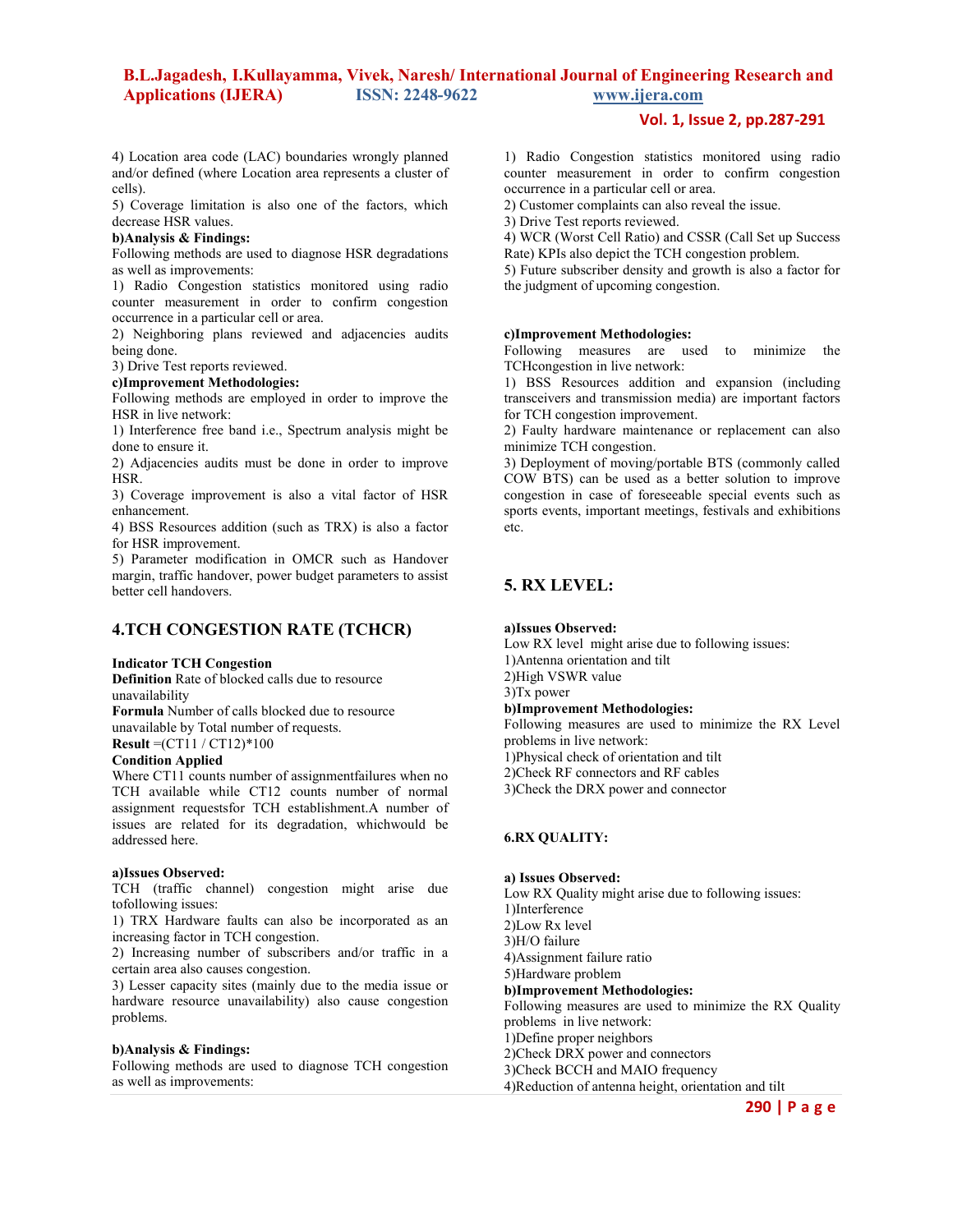4) Location area code (LAC) boundaries wrongly planned and/or defined (where Location area represents a cluster of cells).

5) Coverage limitation is also one of the factors, which decrease HSR values.

**b)Analysis & Findings:**

Following methods are used to diagnose HSR degradations as well as improvements:

1) Radio Congestion statistics monitored using radio counter measurement in order to confirm congestion occurrence in a particular cell or area.

2) Neighboring plans reviewed and adjacencies audits being done.

3) Drive Test reports reviewed.

**c)Improvement Methodologies:**

Following methods are employed in order to improve the HSR in live network:

1) Interference free band i.e., Spectrum analysis might be done to ensure it.

2) Adjacencies audits must be done in order to improve HSR.

3) Coverage improvement is also a vital factor of HSR enhancement.

4) BSS Resources addition (such as TRX) is also a factor for HSR improvement.

5) Parameter modification in OMCR such as Handover margin, traffic handover, power budget parameters to assist better cell handovers.

## 4.TCH CONGESTION RATE (TCHCR)

**Indicator TCH Congestion**

**Definition** Rate of blocked calls due to resource unavailability

**Formula** Number of calls blocked due to resource unavailable by Total number of requests.

**Result** =(CT11 / CT12)*100

**Condition Applied**

Where CT11 counts number of assignmentfailures when no TCH available while CT12 counts number of normal assignment requestsfor TCH establishment.A number of issues are related for its degradation, whichwould be addressed here.

**a)Issues Observed:**

TCH (traffic channel) congestion might arise due tofollowing issues:

1) TRX Hardware faults can also be incorporated as an increasing factor in TCH congestion.

2) Increasing number of subscribers and/or traffic in a certain area also causes congestion.

3) Lesser capacity sites (mainly due to the media issue or hardware resource unavailability) also cause congestion problems.

**b)Analysis & Findings:**

Following methods are used to diagnose TCH congestion as well as improvements:

1) Radio Congestion statistics monitored using radio counter measurement in order to confirm congestion occurrence in a particular cell or area.

2) Customer complaints can also reveal the issue.

3) Drive Test reports reviewed.

4) WCR (Worst Cell Ratio) and CSSR (Call Set up Success Rate) KPIs also depict the TCH congestion problem.

5) Future subscriber density and growth is also a factor for the judgment of upcoming congestion.

**c)Improvement Methodologies:**

Following measures are used to minimize the TCHcongestion in live network:

1) BSS Resources addition and expansion (including transceivers and transmission media) are important factors for TCH congestion improvement.

2) Faulty hardware maintenance or replacement can also minimize TCH congestion.

3) Deployment of moving/portable BTS (commonly called COW BTS) can be used as a better solution to improve congestion in case of foreseeable special events such as sports events, important meetings, festivals and exhibitions etc.

## 5. RX LEVEL:

**a)Issues Observed:**

Low RX level might arise due to following issues:

1)Antenna orientation and tilt

2)High VSWR value

3)Tx power

**b)Improvement Methodologies:**

Following measures are used to minimize the RX Level problems in live network:

1)Physical check of orientation and tilt

2)Check RF connectors and RF cables

3)Check the DRX power and connector

## 6.RX QUALITY:

**a) Issues Observed:**

Low RX Quality might arise due to following issues:

1)Interference

2)Low Rx level

3)H/O failure

4)Assignment failure ratio

5)Hardware problem

**b)Improvement Methodologies:**

Following measures are used to minimize the RX Quality problems in live network:

1)Define proper neighbors

2)Check DRX power and connectors

3)Check BCCH and MAIO frequency

4)Reduction of antenna height, orientation and tilt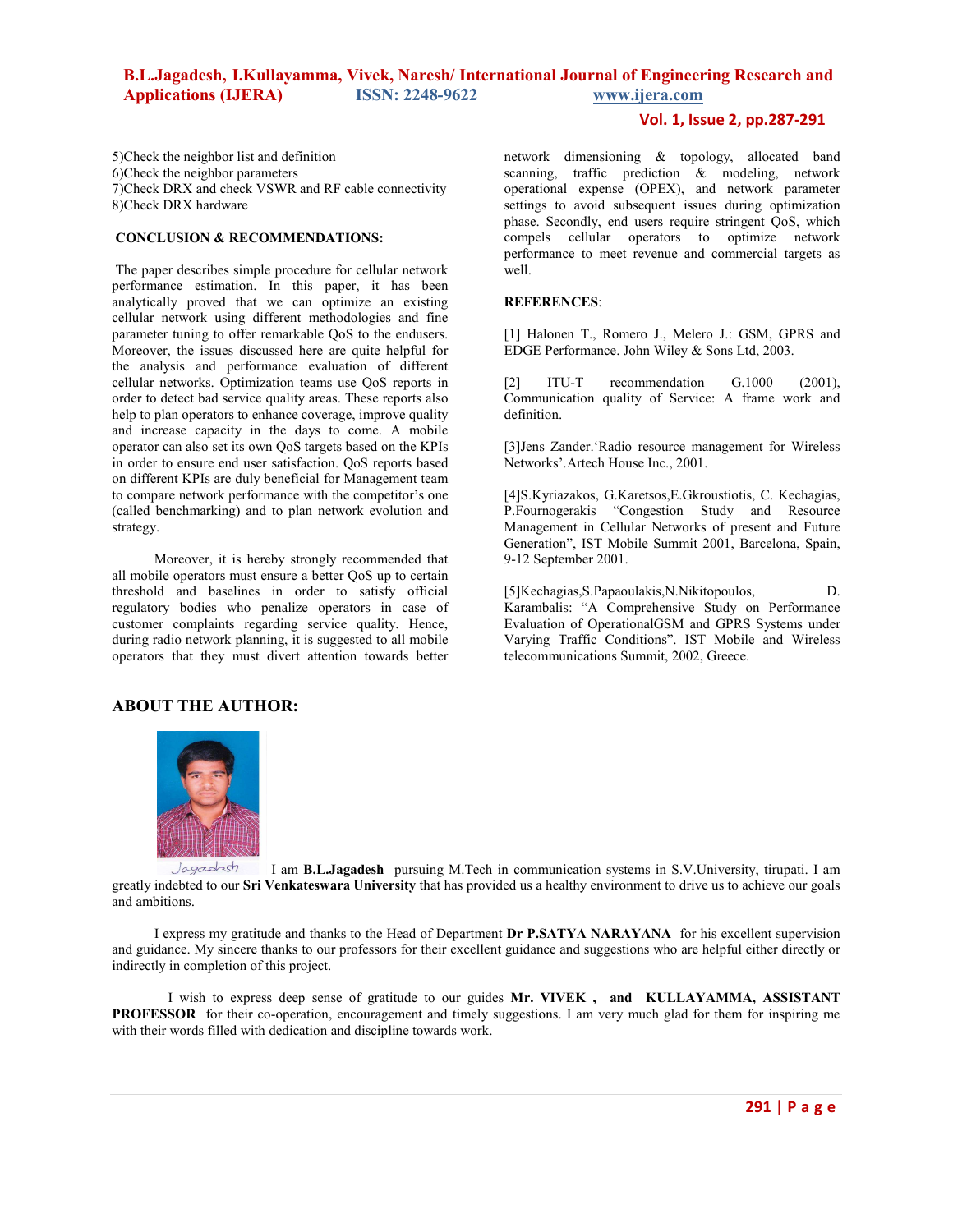5)Check the neighbor list and definition
6)Check the neighbor parameters
7)Check DRX and check VSWR and RF cable connectivity
8)Check DRX hardware

**CONCLUSION & RECOMMENDATIONS:**

The paper describes simple procedure for cellular network performance estimation. In this paper, it has been analytically proved that we can optimize an existing cellular network using different methodologies and fine parameter tuning to offer remarkable QoS to the endusers. Moreover, the issues discussed here are quite helpful for the analysis and performance evaluation of different cellular networks. Optimization teams use QoS reports in order to detect bad service quality areas. These reports also help to plan operators to enhance coverage, improve quality and increase capacity in the days to come. A mobile operator can also set its own QoS targets based on the KPIs in order to ensure end user satisfaction. QoS reports based on different KPIs are duly beneficial for Management team to compare network performance with the competitor's one (called benchmarking) and to plan network evolution and strategy.

Moreover, it is hereby strongly recommended that all mobile operators must ensure a better QoS up to certain threshold and baselines in order to satisfy official regulatory bodies who penalize operators in case of customer complaints regarding service quality. Hence, during radio network planning, it is suggested to all mobile operators that they must divert attention towards better network dimensioning & topology, allocated band scanning, traffic prediction & modeling, network operational expense (OPEX), and network parameter settings to avoid subsequent issues during optimization phase. Secondly, end users require stringent QoS, which compels cellular operators to optimize network performance to meet revenue and commercial targets as well.

**REFERENCES**:

[1] Halonen T., Romero J., Melero J.: GSM, GPRS and EDGE Performance. John Wiley & Sons Ltd, 2003.

[2] ITU-T recommendation G.1000 (2001), Communication quality of Service: A frame work and definition.

[3]Jens Zander.'Radio resource management for Wireless Networks'.Artech House Inc., 2001.

[4]S.Kyriazakos, G.Karetsos,E.Gkroustiotis, C. Kechagias, P.Fournogerakis "Congestion Study and Resource Management in Cellular Networks of present and Future Generation", IST Mobile Summit 2001, Barcelona, Spain, 9-12 September 2001.

[5]Kechagias,S.Papaoulakis,N.Nikitopoulos, D. Karambalis: "A Comprehensive Study on Performance Evaluation of OperationalGSM and GPRS Systems under Varying Traffic Conditions". IST Mobile and Wireless telecommunications Summit, 2002, Greece.

## ABOUT THE AUTHOR:

Jagadesh

I am **B.L.Jagadesh** pursuing M.Tech in communication systems in S.V.University, tirupati. I am greatly indebted to our **Sri Venkateswara University** that has provided us a healthy environment to drive us to achieve our goals and ambitions.

I express my gratitude and thanks to the Head of Department **Dr P.SATYA NARAYANA** for his excellent supervision and guidance. My sincere thanks to our professors for their excellent guidance and suggestions who are helpful either directly or indirectly in completion of this project.

I wish to express deep sense of gratitude to our guides **Mr. VIVEK , and KULLAYAMMA, ASSISTANT PROFESSOR** for their co-operation, encouragement and timely suggestions. I am very much glad for them for inspiring me with their words filled with dedication and discipline towards work.